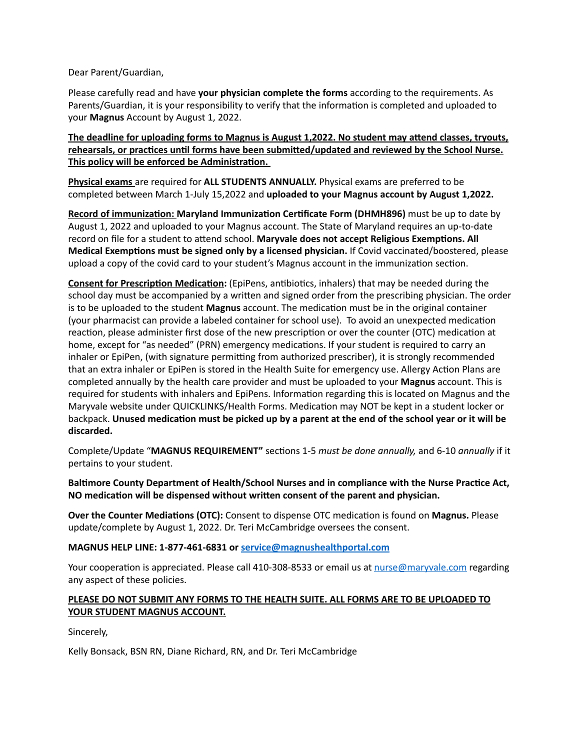Dear Parent/Guardian,

Please carefully read and have **your physician complete the forms** according to the requirements. As Parents/Guardian, it is your responsibility to verify that the information is completed and uploaded to your **Magnus** Account by August 1, 2022.

<u>**The deadline for uploading forms to Magnus is August 1,2022. No student may attend classes, tryouts, rehearsals, or practices until forms have been submitted/updated and reviewed by the School Nurse. This policy will be enforced be Administration.**</u>

<u>**Physical exams**</u> are required for **ALL STUDENTS ANNUALLY.** Physical exams are preferred to be completed between March 1-July 15,2022 and **uploaded to your Magnus account by August 1,2022.**

<u>**Record of immunization:**</u> **Maryland Immunization Certificate Form (DHMH896)** must be up to date by August 1, 2022 and uploaded to your Magnus account. The State of Maryland requires an up-to-date record on file for a student to attend school. **Maryvale does not accept Religious Exemptions. All Medical Exemptions must be signed only by a licensed physician.** If Covid vaccinated/boostered, please upload a copy of the covid card to your student's Magnus account in the immunization section.

<u>**Consent for Prescription Medication:**</u> (EpiPens, antibiotics, inhalers) that may be needed during the school day must be accompanied by a written and signed order from the prescribing physician. The order is to be uploaded to the student **Magnus** account. The medication must be in the original container (your pharmacist can provide a labeled container for school use). To avoid an unexpected medication reaction, please administer first dose of the new prescription or over the counter (OTC) medication at home, except for "as needed" (PRN) emergency medications. If your student is required to carry an inhaler or EpiPen, (with signature permitting from authorized prescriber), it is strongly recommended that an extra inhaler or EpiPen is stored in the Health Suite for emergency use. Allergy Action Plans are completed annually by the health care provider and must be uploaded to your **Magnus** account. This is required for students with inhalers and EpiPens. Information regarding this is located on Magnus and the Maryvale website under QUICKLINKS/Health Forms. Medication may NOT be kept in a student locker or backpack. **Unused medication must be picked up by a parent at the end of the school year or it will be discarded.**

Complete/Update "**MAGNUS REQUIREMENT**" sections 1-5 *must be done annually,* and 6-10 *annually* if it pertains to your student.

**Baltimore County Department of Health/School Nurses and in compliance with the Nurse Practice Act, NO medication will be dispensed without written consent of the parent and physician.**

**Over the Counter Mediations (OTC):** Consent to dispense OTC medication is found on **Magnus.** Please update/complete by August 1, 2022. Dr. Teri McCambridge oversees the consent.

**MAGNUS HELP LINE: 1-877-461-6831 or [service@magnushealthportal.com](mailto:service@magnushealthportal.com)**

Your cooperation is appreciated. Please call 410-308-8533 or email us at [nurse@maryvale.com](mailto:nurse@maryvale.com) regarding any aspect of these policies.

<u>**PLEASE DO NOT SUBMIT ANY FORMS TO THE HEALTH SUITE. ALL FORMS ARE TO BE UPLOADED TO YOUR STUDENT MAGNUS ACCOUNT.**</u>

Sincerely,

Kelly Bonsack, BSN RN, Diane Richard, RN, and Dr. Teri McCambridge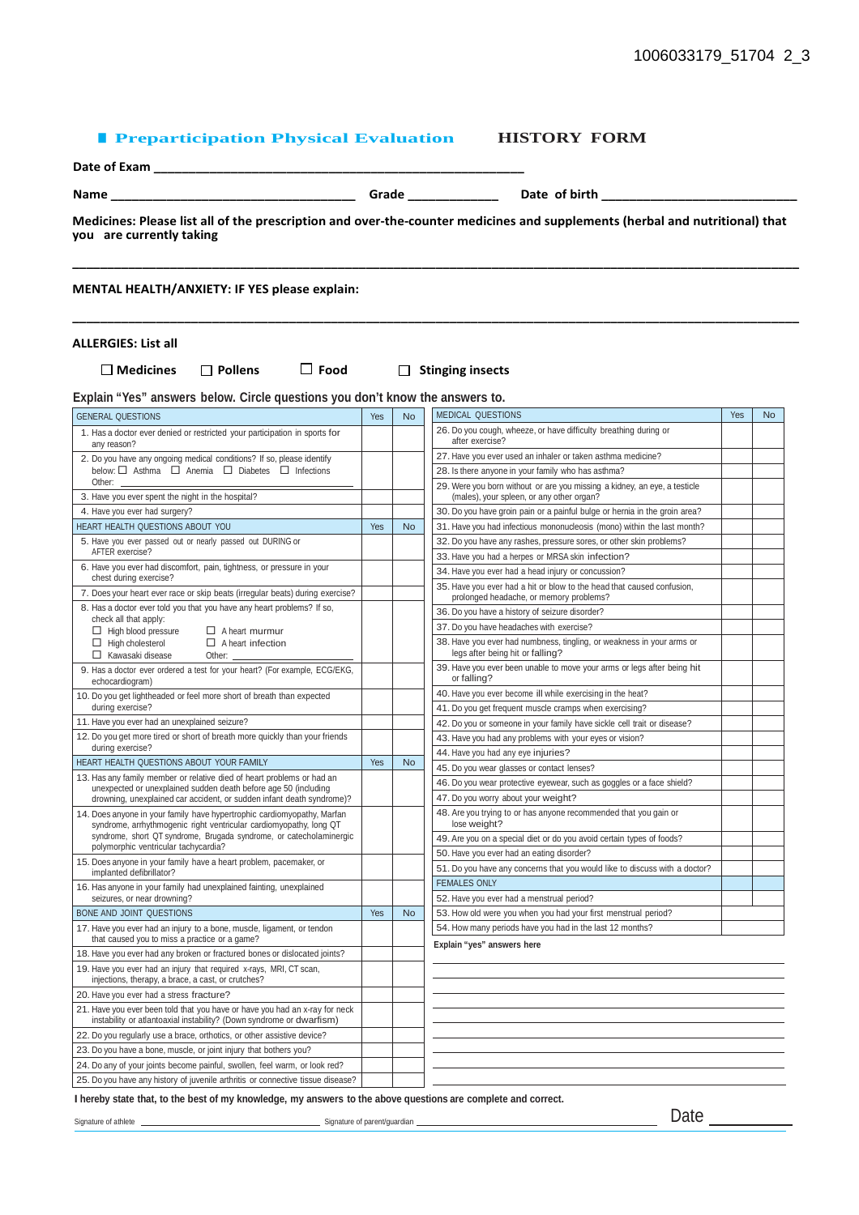1006033179_51704 2_3

## Preparticipation Physical Evaluation HISTORY FORM

**Date of Exam** ______________________________________________

**Name** _________________________________ **Grade** ____________ **Date of birth** __________________________

**Medicines: Please list all of the prescription and over-the-counter medicines and supplements (herbal and nutritional) that you are currently taking**

___________________________________________________________________________________________

**MENTAL HEALTH/ANXIETY: IF YES please explain:**

___________________________________________________________________________________________

**ALLERGIES: List all**

☐ **Medicines** ☐ **Pollens** ☐ **Food** ☐ **Stinging insects**

**Explain "Yes" answers below. Circle questions you don't know the answers to.**

| GENERAL QUESTIONS | Yes | No |
|---|---|---|
| 1. Has a doctor ever denied or restricted your participation in sports for any reason? | | |
| 2. Do you have any ongoing medical conditions? If so, please identify below: ☐ Asthma ☐ Anemia ☐ Diabetes ☐ Infections Other: ________ | | |
| 3. Have you ever spent the night in the hospital? | | |
| 4. Have you ever had surgery? | | |
| **HEART HEALTH QUESTIONS ABOUT YOU** | **Yes** | **No** |
| 5. Have you ever passed out or nearly passed out DURING or AFTER exercise? | | |
| 6. Have you ever had discomfort, pain, tightness, or pressure in your chest during exercise? | | |
| 7. Does your heart ever race or skip beats (irregular beats) during exercise? | | |
| 8. Has a doctor ever told you that you have any heart problems? If so, check all that apply: ☐ High blood pressure ☐ A heart murmur ☐ High cholesterol ☐ A heart infection ☐ Kawasaki disease Other: ________ | | |
| 9. Has a doctor ever ordered a test for your heart? (For example, ECG/EKG, echocardiogram) | | |
| 10. Do you get lightheaded or feel more short of breath than expected during exercise? | | |
| 11. Have you ever had an unexplained seizure? | | |
| 12. Do you get more tired or short of breath more quickly than your friends during exercise? | | |
| **HEART HEALTH QUESTIONS ABOUT YOUR FAMILY** | **Yes** | **No** |
| 13. Has any family member or relative died of heart problems or had an unexpected or unexplained sudden death before age 50 (including drowning, unexplained car accident, or sudden infant death syndrome)? | | |
| 14. Does anyone in your family have hypertrophic cardiomyopathy, Marfan syndrome, arrhythmogenic right ventricular cardiomyopathy, long QT syndrome, short QT syndrome, Brugada syndrome, or catecholaminergic polymorphic ventricular tachycardia? | | |
| 15. Does anyone in your family have a heart problem, pacemaker, or implanted defibrillator? | | |
| 16. Has anyone in your family had unexplained fainting, unexplained seizures, or near drowning? | | |
| **BONE AND JOINT QUESTIONS** | **Yes** | **No** |
| 17. Have you ever had an injury to a bone, muscle, ligament, or tendon that caused you to miss a practice or a game? | | |
| 18. Have you ever had any broken or fractured bones or dislocated joints? | | |
| 19. Have you ever had an injury that required x-rays, MRI, CT scan, injections, therapy, a brace, a cast, or crutches? | | |
| 20. Have you ever had a stress fracture? | | |
| 21. Have you ever been told that you have or have you had an x-ray for neck instability or atlantoaxial instability? (Down syndrome or dwarfism) | | |
| 22. Do you regularly use a brace, orthotics, or other assistive device? | | |
| 23. Do you have a bone, muscle, or joint injury that bothers you? | | |
| 24. Do any of your joints become painful, swollen, feel warm, or look red? | | |
| 25. Do you have any history of juvenile arthritis or connective tissue disease? | | |

| MEDICAL QUESTIONS | Yes | No |
|---|---|---|
| 26. Do you cough, wheeze, or have difficulty breathing during or after exercise? | | |
| 27. Have you ever used an inhaler or taken asthma medicine? | | |
| 28. Is there anyone in your family who has asthma? | | |
| 29. Were you born without or are you missing a kidney, an eye, a testicle (males), your spleen, or any other organ? | | |
| 30. Do you have groin pain or a painful bulge or hernia in the groin area? | | |
| 31. Have you had infectious mononucleosis (mono) within the last month? | | |
| 32. Do you have any rashes, pressure sores, or other skin problems? | | |
| 33. Have you had a herpes or MRSA skin infection? | | |
| 34. Have you ever had a head injury or concussion? | | |
| 35. Have you ever had a hit or blow to the head that caused confusion, prolonged headache, or memory problems? | | |
| 36. Do you have a history of seizure disorder? | | |
| 37. Do you have headaches with exercise? | | |
| 38. Have you ever had numbness, tingling, or weakness in your arms or legs after being hit or falling? | | |
| 39. Have you ever been unable to move your arms or legs after being hit or falling? | | |
| 40. Have you ever become ill while exercising in the heat? | | |
| 41. Do you get frequent muscle cramps when exercising? | | |
| 42. Do you or someone in your family have sickle cell trait or disease? | | |
| 43. Have you had any problems with your eyes or vision? | | |
| 44. Have you had any eye injuries? | | |
| 45. Do you wear glasses or contact lenses? | | |
| 46. Do you wear protective eyewear, such as goggles or a face shield? | | |
| 47. Do you worry about your weight? | | |
| 48. Are you trying to or has anyone recommended that you gain or lose weight? | | |
| 49. Are you on a special diet or do you avoid certain types of foods? | | |
| 50. Have you ever had an eating disorder? | | |
| 51. Do you have any concerns that you would like to discuss with a doctor? | | |
| **FEMALES ONLY** | | |
| 52. Have you ever had a menstrual period? | | |
| 53. How old were you when you had your first menstrual period? | | |
| 54. How many periods have you had in the last 12 months? | | |

**Explain "yes" answers here**

___________________________________________

___________________________________________

___________________________________________

___________________________________________

___________________________________________

___________________________________________

___________________________________________

___________________________________________

**I hereby state that, to the best of my knowledge, my answers to the above questions are complete and correct.**

Signature of athlete ______________________ Signature of parent/guardian ______________________ Date __________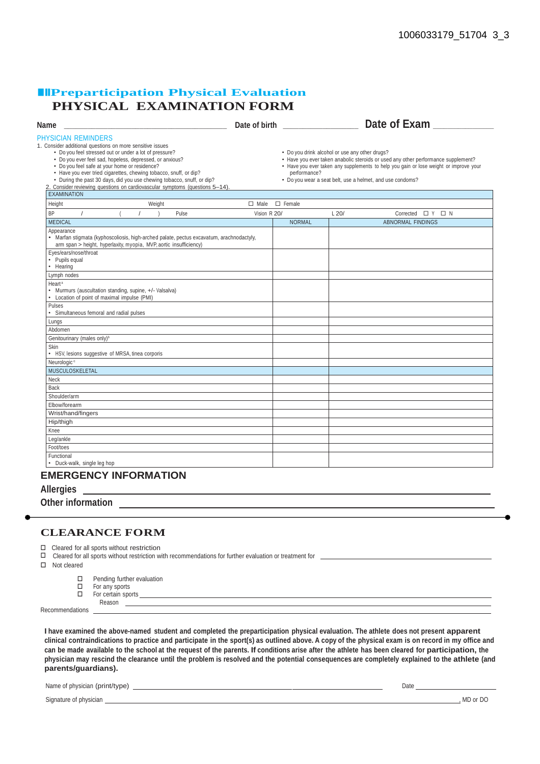# Preparticipation Physical Evaluation

## PHYSICAL EXAMINATION FORM

**Name** ________________________ **Date of birth** ________________ **Date of Exam** ____________

**PHYSICIAN REMINDERS**

1. Consider additional questions on more sensitive issues
   - Do you feel stressed out or under a lot of pressure?
   - Do you ever feel sad, hopeless, depressed, or anxious?
   - Do you feel safe at your home or residence?
   - Have you ever tried cigarettes, chewing tobacco, snuff, or dip?
   - During the past 30 days, did you use chewing tobacco, snuff, or dip?
   - Do you drink alcohol or use any other drugs?
   - Have you ever taken anabolic steroids or used any other performance supplement?
   - Have you ever taken any supplements to help you gain or lose weight or improve your performance?
   - Do you wear a seat belt, use a helmet, and use condoms?
2. Consider reviewing questions on cardiovascular symptoms (questions 5–14).

| EXAMINATION | | |
|---|---|---|
| Height Weight | ☐ Male ☐ Female | |
| BP / ( / ) Pulse | Vision R 20/ | L 20/ Corrected ☐ Y ☐ N |
| **MEDICAL** | **NORMAL** | **ABNORMAL FINDINGS** |
| Appearance<br>• Marfan stigmata (kyphoscoliosis, high-arched palate, pectus excavatum, arachnodactyly, arm span > height, hyperlaxity, myopia, MVP, aortic insufficiency) | | |
| Eyes/ears/nose/throat<br>• Pupils equal<br>• Hearing | | |
| Lymph nodes | | |
| Heart[a]<br>• Murmurs (auscultation standing, supine, +/- Valsalva)<br>• Location of point of maximal impulse (PMI) | | |
| Pulses<br>• Simultaneous femoral and radial pulses | | |
| Lungs | | |
| Abdomen | | |
| Genitourinary (males only)[b] | | |
| Skin<br>• HSV, lesions suggestive of MRSA, tinea corporis | | |
| Neurologic[c] | | |
| **MUSCULOSKELETAL** | | |
| Neck | | |
| Back | | |
| Shoulder/arm | | |
| Elbow/forearm | | |
| Wrist/hand/fingers | | |
| Hip/thigh | | |
| Knee | | |
| Leg/ankle | | |
| Foot/toes | | |
| Functional<br>• Duck-walk, single leg hop | | |

## EMERGENCY INFORMATION

**Allergies** ____________________________________________

**Other information** ____________________________________________

## CLEARANCE FORM

☐ Cleared for all sports without restriction

☐ Cleared for all sports without restriction with recommendations for further evaluation or treatment for ____________________

☐ Not cleared

- ☐ Pending further evaluation
- ☐ For any sports
- ☐ For certain sports ____________________

  Reason ____________________

Recommendations ____________________________________________

**I have examined the above-named student and completed the preparticipation physical evaluation. The athlete does not present apparent clinical contraindications to practice and participate in the sport(s) as outlined above. A copy of the physical exam is on record in my office and can be made available to the school at the request of the parents. If conditions arise after the athlete has been cleared for participation, the physician may rescind the clearance until the problem is resolved and the potential consequences are completely explained to the athlete (and parents/guardians).**

Name of physician (print/type) ________________________________ Date ____________

Signature of physician ________________________________, MD or DO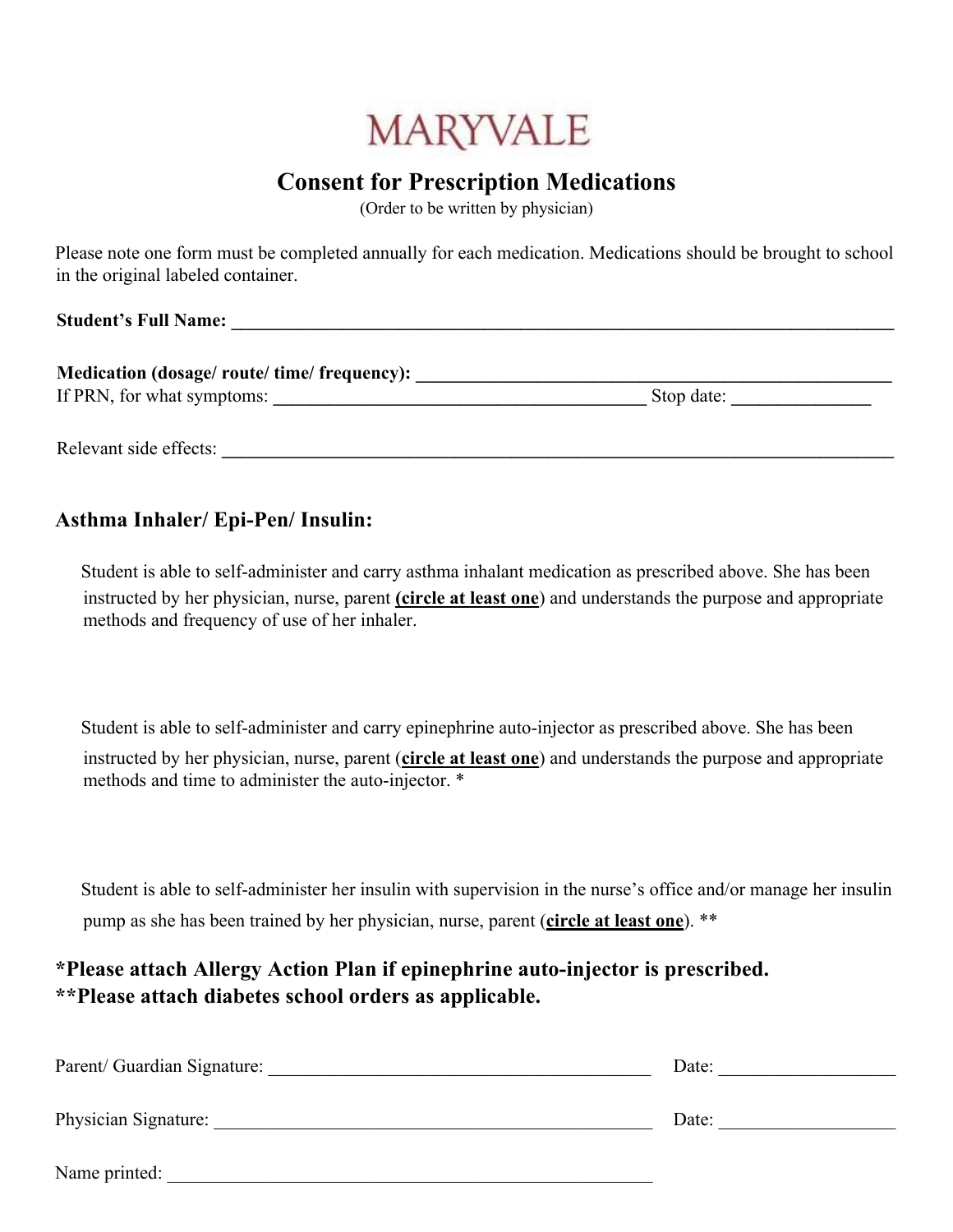MARYVALE

# Consent for Prescription Medications

(Order to be written by physician)

Please note one form must be completed annually for each medication. Medications should be brought to school in the original labeled container.

**Student's Full Name:** ___________________________________________

**Medication (dosage/ route/ time/ frequency):** ___________________________________________

If PRN, for what symptoms: ___________________________________________ Stop date: _______________

Relevant side effects: ___________________________________________

## Asthma Inhaler/ Epi-Pen/ Insulin:

Student is able to self-administer and carry asthma inhalant medication as prescribed above. She has been instructed by her physician, nurse, parent **(circle at least one)** and understands the purpose and appropriate methods and frequency of use of her inhaler.

Student is able to self-administer and carry epinephrine auto-injector as prescribed above. She has been instructed by her physician, nurse, parent (**circle at least one**) and understands the purpose and appropriate methods and time to administer the auto-injector. *

Student is able to self-administer her insulin with supervision in the nurse's office and/or manage her insulin pump as she has been trained by her physician, nurse, parent (**circle at least one**). **

**\*Please attach Allergy Action Plan if epinephrine auto-injector is prescribed.**
**\*\*Please attach diabetes school orders as applicable.**

Parent/ Guardian Signature: ___________________________________________ Date: ___________________

Physician Signature: ___________________________________________ Date: ___________________

Name printed: ___________________________________________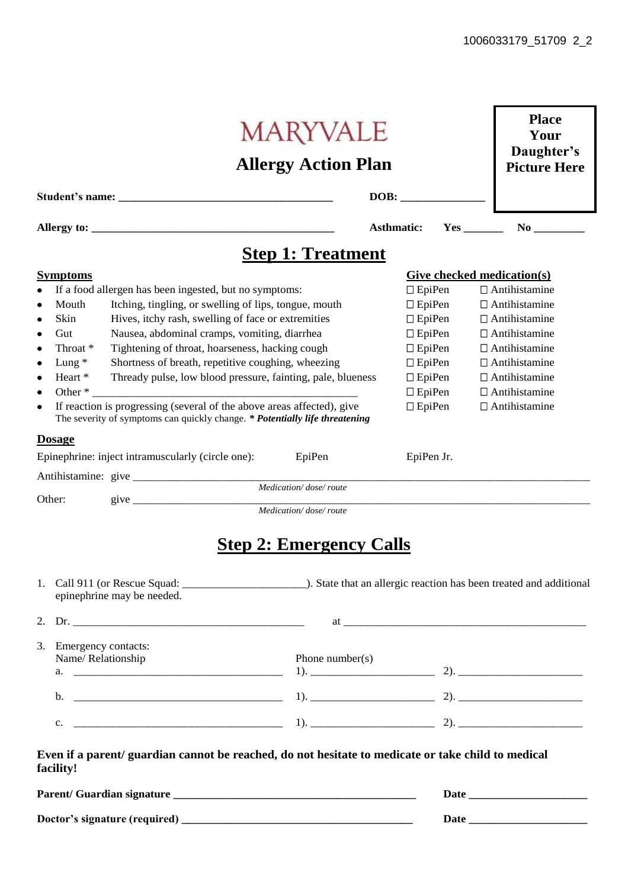# MARYVALE

## Allergy Action Plan

**Place Your Daughter's Picture Here**

**Student's name:** ______________________________________ **DOB:** _______________

**Allergy to:** ____________________________________________ **Asthmatic:** **Yes** _______ **No** _________

## Step 1: Treatment

| **Symptoms** | | **Give checked medication(s)** | |
|---|---|---|---|
| • If a food allergen has been ingested, but no symptoms: | | ☐ EpiPen | ☐ Antihistamine |
| • Mouth | Itching, tingling, or swelling of lips, tongue, mouth | ☐ EpiPen | ☐ Antihistamine |
| • Skin | Hives, itchy rash, swelling of face or extremities | ☐ EpiPen | ☐ Antihistamine |
| • Gut | Nausea, abdominal cramps, vomiting, diarrhea | ☐ EpiPen | ☐ Antihistamine |
| • Throat * | Tightening of throat, hoarseness, hacking cough | ☐ EpiPen | ☐ Antihistamine |
| • Lung * | Shortness of breath, repetitive coughing, wheezing | ☐ EpiPen | ☐ Antihistamine |
| • Heart * | Thready pulse, low blood pressure, fainting, pale, blueness | ☐ EpiPen | ☐ Antihistamine |
| • Other * | _______________________________________________ | ☐ EpiPen | ☐ Antihistamine |
| • If reaction is progressing (several of the above areas affected), give<br>The severity of symptoms can quickly change. ***\* Potentially life threatening*** | | ☐ EpiPen | ☐ Antihistamine |

### Dosage

Epinephrine: inject intramuscularly (circle one): EpiPen EpiPen Jr.

Antihistamine: give ________________________________________________________________________________
*Medication/ dose/ route*

Other: give ________________________________________________________________________________
*Medication/ dose/ route*

## Step 2: Emergency Calls

1. Call 911 (or Rescue Squad: ______________________). State that an allergic reaction has been treated and additional epinephrine may be needed.

2. Dr. __________________________________________ at ____________________________________________

3. Emergency contacts:

| Name/ Relationship | Phone number(s) | |
|---|---|---|
| a. ______________________________________ | 1). ______________________ | 2). ______________________ |
| b. ______________________________________ | 1). ______________________ | 2). ______________________ |
| c. ______________________________________ | 1). ______________________ | 2). ______________________ |

**Even if a parent/ guardian cannot be reached, do not hesitate to medicate or take child to medical facility!**

**Parent/ Guardian signature** ____________________________________________ **Date** _____________________

**Doctor's signature (required)** __________________________________________ **Date** _____________________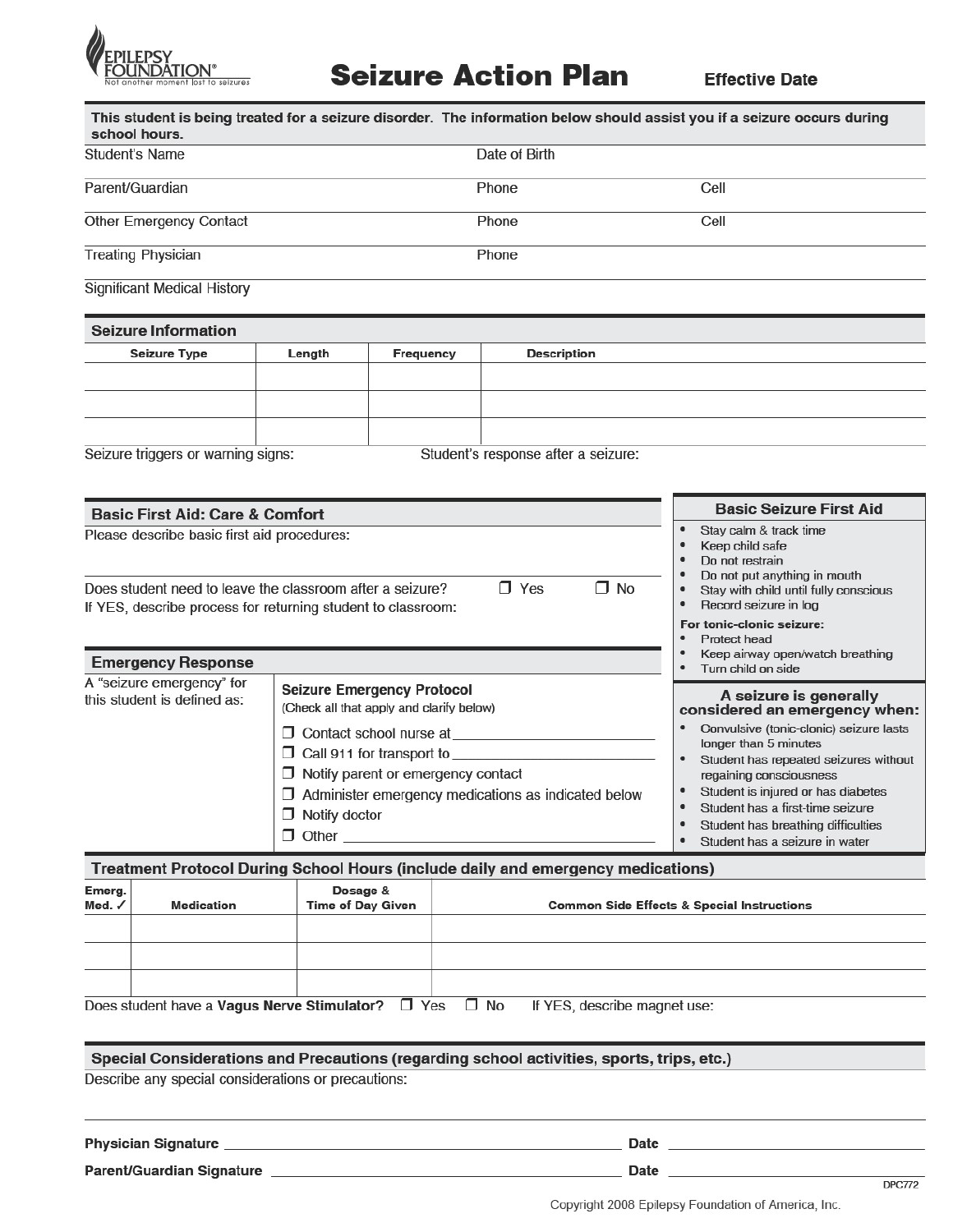EPILEPSY FOUNDATION®
Not another moment lost to seizures

# Seizure Action Plan

**Effective Date**

**This student is being treated for a seizure disorder. The information below should assist you if a seizure occurs during school hours.**

Student's Name | Date of Birth

Parent/Guardian | Phone | Cell

Other Emergency Contact | Phone | Cell

Treating Physician | Phone

Significant Medical History

## Seizure Information

| Seizure Type | Length | Frequency | Description |
|---|---|---|---|
| | | | |
| | | | |
| | | | |

Seizure triggers or warning signs:

Student's response after a seizure:

## Basic First Aid: Care & Comfort

Please describe basic first aid procedures:

Does student need to leave the classroom after a seizure? ☐ Yes ☐ No

If YES, describe process for returning student to classroom:

## Basic Seizure First Aid

- Stay calm & track time
- Keep child safe
- Do not restrain
- Do not put anything in mouth
- Stay with child until fully conscious
- Record seizure in log

**For tonic-clonic seizure:**

- Protect head
- Keep airway open/watch breathing
- Turn child on side

## Emergency Response

A "seizure emergency" for this student is defined as:

**Seizure Emergency Protocol**
(Check all that apply and clarify below)

- ☐ Contact school nurse at ____________________
- ☐ Call 911 for transport to ____________________
- ☐ Notify parent or emergency contact
- ☐ Administer emergency medications as indicated below
- ☐ Notify doctor
- ☐ Other ____________________

## A seizure is generally considered an emergency when:

- Convulsive (tonic-clonic) seizure lasts longer than 5 minutes
- Student has repeated seizures without regaining consciousness
- Student is injured or has diabetes
- Student has a first-time seizure
- Student has breathing difficulties
- Student has a seizure in water

## Treatment Protocol During School Hours (include daily and emergency medications)

| Emerg. Med. ✓ | Medication | Dosage & Time of Day Given | Common Side Effects & Special Instructions |
|---|---|---|---|
| | | | |
| | | | |
| | | | |

Does student have a **Vagus Nerve Stimulator?** ☐ Yes ☐ No If YES, describe magnet use:

## Special Considerations and Precautions (regarding school activities, sports, trips, etc.)

Describe any special considerations or precautions:

**Physician Signature** ____________________ **Date** ____________________

**Parent/Guardian Signature** ____________________ **Date** ____________________

DPC772

Copyright 2008 Epilepsy Foundation of America, Inc.